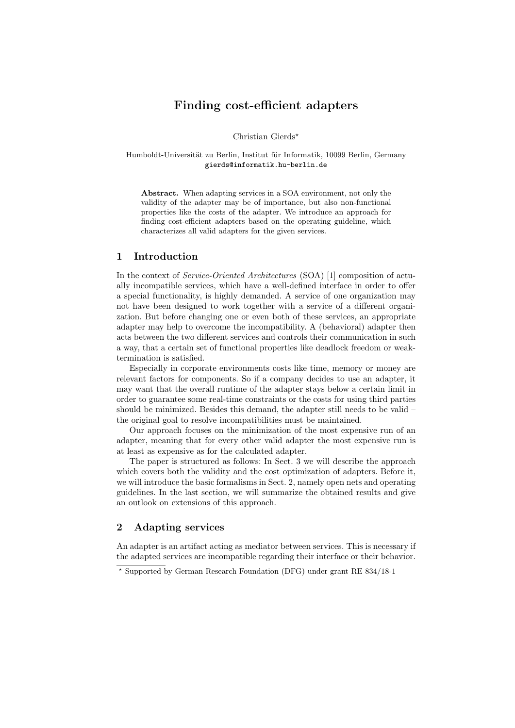# Finding cost-efficient adapters

Christian Gierds*

Humboldt-Universität zu Berlin, Institut für Informatik, 10099 Berlin, Germany
gierds@informatik.hu-berlin.de

**Abstract.** When adapting services in a SOA environment, not only the validity of the adapter may be of importance, but also non-functional properties like the costs of the adapter. We introduce an approach for finding cost-efficient adapters based on the operating guideline, which characterizes all valid adapters for the given services.

## 1 Introduction

In the context of *Service-Oriented Architectures* (SOA) [1] composition of actually incompatible services, which have a well-defined interface in order to offer a special functionality, is highly demanded. A service of one organization may not have been designed to work together with a service of a different organization. But before changing one or even both of these services, an appropriate adapter may help to overcome the incompatibility. A (behavioral) adapter then acts between the two different services and controls their communication in such a way, that a certain set of functional properties like deadlock freedom or weak-termination is satisfied.

Especially in corporate environments costs like time, memory or money are relevant factors for components. So if a company decides to use an adapter, it may want that the overall runtime of the adapter stays below a certain limit in order to guarantee some real-time constraints or the costs for using third parties should be minimized. Besides this demand, the adapter still needs to be valid – the original goal to resolve incompatibilities must be maintained.

Our approach focuses on the minimization of the most expensive run of an adapter, meaning that for every other valid adapter the most expensive run is at least as expensive as for the calculated adapter.

The paper is structured as follows: In Sect. 3 we will describe the approach which covers both the validity and the cost optimization of adapters. Before it, we will introduce the basic formalisms in Sect. 2, namely open nets and operating guidelines. In the last section, we will summarize the obtained results and give an outlook on extensions of this approach.

## 2 Adapting services

An adapter is an artifact acting as mediator between services. This is necessary if the adapted services are incompatible regarding their interface or their behavior.

* Supported by German Research Foundation (DFG) under grant RE 834/18-1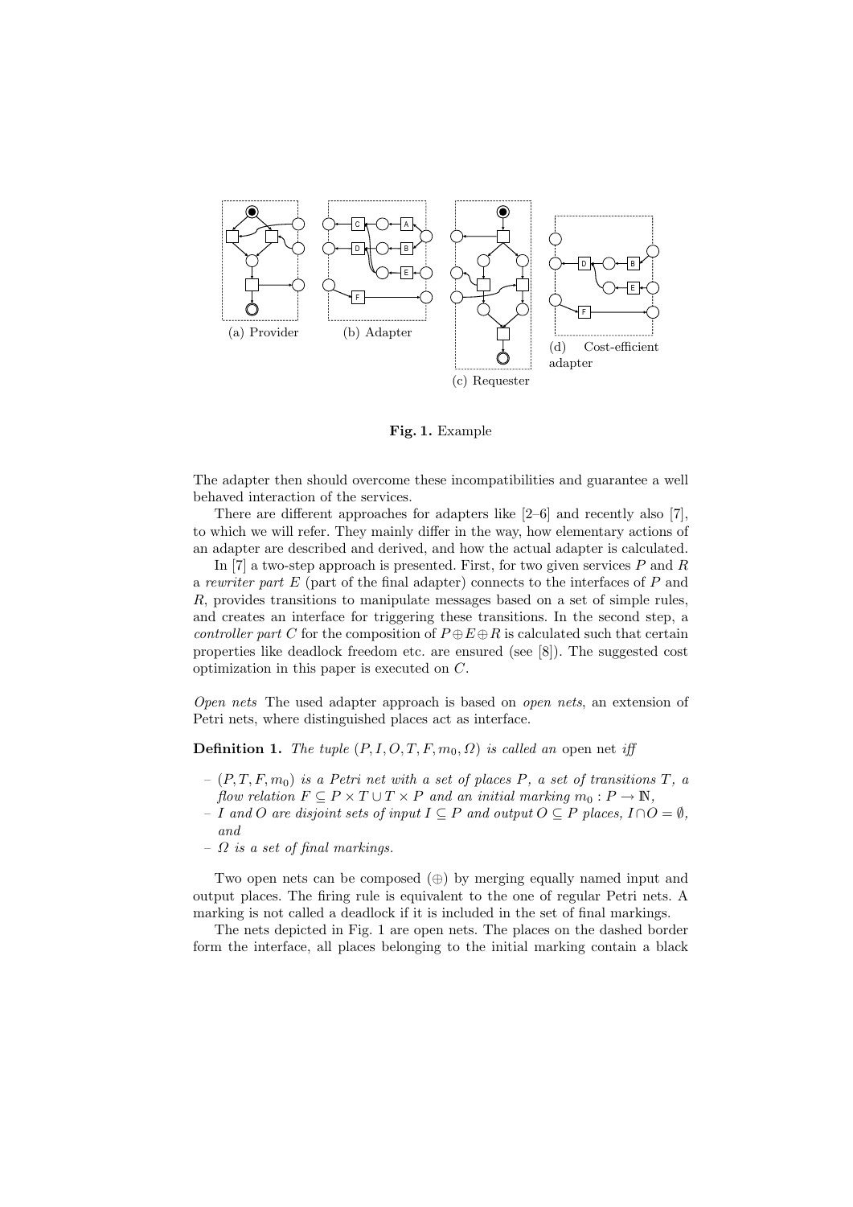(a) Provider (b) Adapter (c) Requester (d) Cost-efficient adapter

**Fig. 1.** Example

The adapter then should overcome these incompatibilities and guarantee a well behaved interaction of the services.

There are different approaches for adapters like [2–6] and recently also [7], to which we will refer. They mainly differ in the way, how elementary actions of an adapter are described and derived, and how the actual adapter is calculated.

In [7] a two-step approach is presented. First, for two given services $P$ and $R$ a *rewriter part* $E$ (part of the final adapter) connects to the interfaces of $P$ and $R$, provides transitions to manipulate messages based on a set of simple rules, and creates an interface for triggering these transitions. In the second step, a *controller part* $C$ for the composition of $P \oplus E \oplus R$ is calculated such that certain properties like deadlock freedom etc. are ensured (see [8]). The suggested cost optimization in this paper is executed on $C$.

*Open nets* The used adapter approach is based on *open nets*, an extension of Petri nets, where distinguished places act as interface.

**Definition 1.** *The tuple* $(P, I, O, T, F, m_0, \Omega)$ *is called an* open net *iff*

- $(P, T, F, m_0)$ *is a Petri net with a set of places* $P$*, a set of transitions* $T$*, a flow relation* $F \subseteq P \times T \cup T \times P$ *and an initial marking* $m_0 : P \to \mathbb{N}$*,*
- $I$ *and* $O$ *are disjoint sets of input* $I \subseteq P$ *and output* $O \subseteq P$ *places,* $I \cap O = \emptyset$*, and*
- $\Omega$ *is a set of final markings.*

Two open nets can be composed ($\oplus$) by merging equally named input and output places. The firing rule is equivalent to the one of regular Petri nets. A marking is not called a deadlock if it is included in the set of final markings.

The nets depicted in Fig. 1 are open nets. The places on the dashed border form the interface, all places belonging to the initial marking contain a black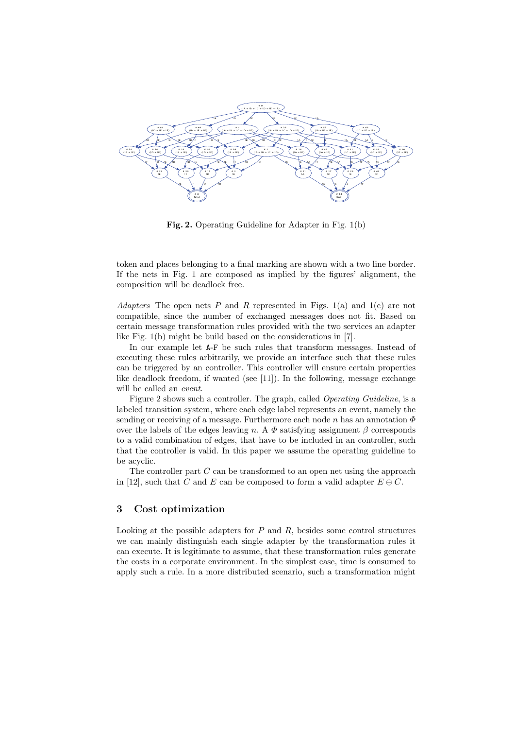**Fig. 2.** Operating Guideline for Adapter in Fig. 1(b)

token and places belonging to a final marking are shown with a two line border. If the nets in Fig. 1 are composed as implied by the figures' alignment, the composition will be deadlock free.

*Adapters* The open nets $P$ and $R$ represented in Figs. 1(a) and 1(c) are not compatible, since the number of exchanged messages does not fit. Based on certain message transformation rules provided with the two services an adapter like Fig. 1(b) might be build based on the considerations in [7].

In our example let `A-F` be such rules that transform messages. Instead of executing these rules arbitrarily, we provide an interface such that these rules can be triggered by an controller. This controller will ensure certain properties like deadlock freedom, if wanted (see [11]). In the following, message exchange will be called an *event*.

Figure 2 shows such a controller. The graph, called *Operating Guideline*, is a labeled transition system, where each edge label represents an event, namely the sending or receiving of a message. Furthermore each node $n$ has an annotation $\Phi$ over the labels of the edges leaving $n$. A $\Phi$ satisfying assignment $\beta$ corresponds to a valid combination of edges, that have to be included in an controller, such that the controller is valid. In this paper we assume the operating guideline to be acyclic.

The controller part $C$ can be transformed to an open net using the approach in [12], such that $C$ and $E$ can be composed to form a valid adapter $E \oplus C$.

## 3 Cost optimization

Looking at the possible adapters for $P$ and $R$, besides some control structures we can mainly distinguish each single adapter by the transformation rules it can execute. It is legitimate to assume, that these transformation rules generate the costs in a corporate environment. In the simplest case, time is consumed to apply such a rule. In a more distributed scenario, such a transformation might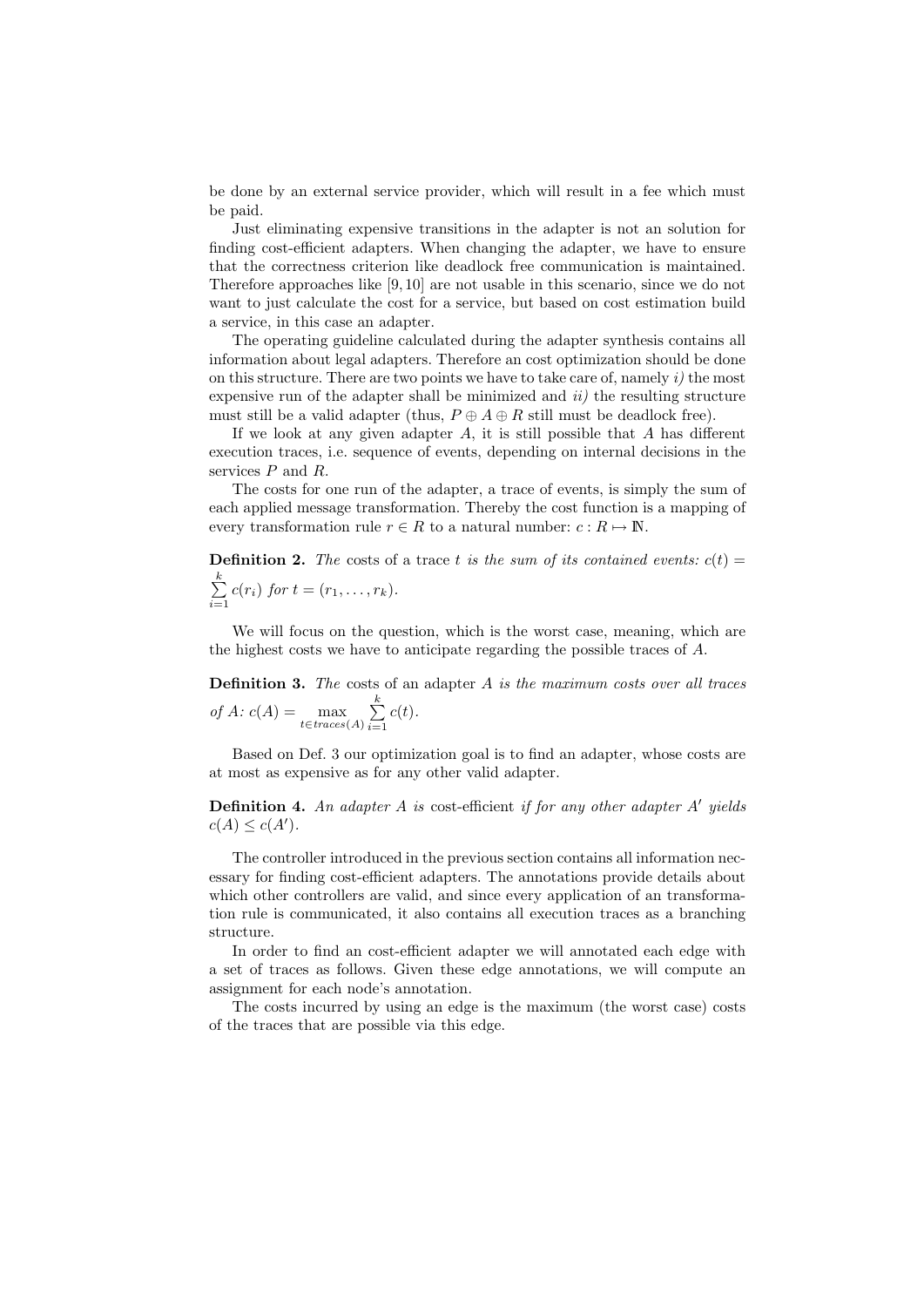be done by an external service provider, which will result in a fee which must be paid.

Just eliminating expensive transitions in the adapter is not an solution for finding cost-efficient adapters. When changing the adapter, we have to ensure that the correctness criterion like deadlock free communication is maintained. Therefore approaches like [9, 10] are not usable in this scenario, since we do not want to just calculate the cost for a service, but based on cost estimation build a service, in this case an adapter.

The operating guideline calculated during the adapter synthesis contains all information about legal adapters. Therefore an cost optimization should be done on this structure. There are two points we have to take care of, namely *i)* the most expensive run of the adapter shall be minimized and *ii)* the resulting structure must still be a valid adapter (thus, $P \oplus A \oplus R$ still must be deadlock free).

If we look at any given adapter $A$, it is still possible that $A$ has different execution traces, i.e. sequence of events, depending on internal decisions in the services $P$ and $R$.

The costs for one run of the adapter, a trace of events, is simply the sum of each applied message transformation. Thereby the cost function is a mapping of every transformation rule $r \in R$ to a natural number: $c : R \mapsto \mathbb{N}$.

**Definition 2.** *The* costs of a trace $t$ *is the sum of its contained events:* $c(t) = \sum_{i=1}^{k} c(r_i)$ *for* $t = (r_1, \ldots, r_k)$.

We will focus on the question, which is the worst case, meaning, which are the highest costs we have to anticipate regarding the possible traces of $A$.

**Definition 3.** *The* costs of an adapter $A$ *is the maximum costs over all traces of* $A$: $c(A) = \max_{t \in traces(A)} \sum_{i=1}^{k} c(t)$.

Based on Def. 3 our optimization goal is to find an adapter, whose costs are at most as expensive as for any other valid adapter.

**Definition 4.** *An adapter* $A$ *is* cost-efficient *if for any other adapter* $A'$ *yields* $c(A) \leq c(A')$.

The controller introduced in the previous section contains all information necessary for finding cost-efficient adapters. The annotations provide details about which other controllers are valid, and since every application of an transformation rule is communicated, it also contains all execution traces as a branching structure.

In order to find an cost-efficient adapter we will annotated each edge with a set of traces as follows. Given these edge annotations, we will compute an assignment for each node's annotation.

The costs incurred by using an edge is the maximum (the worst case) costs of the traces that are possible via this edge.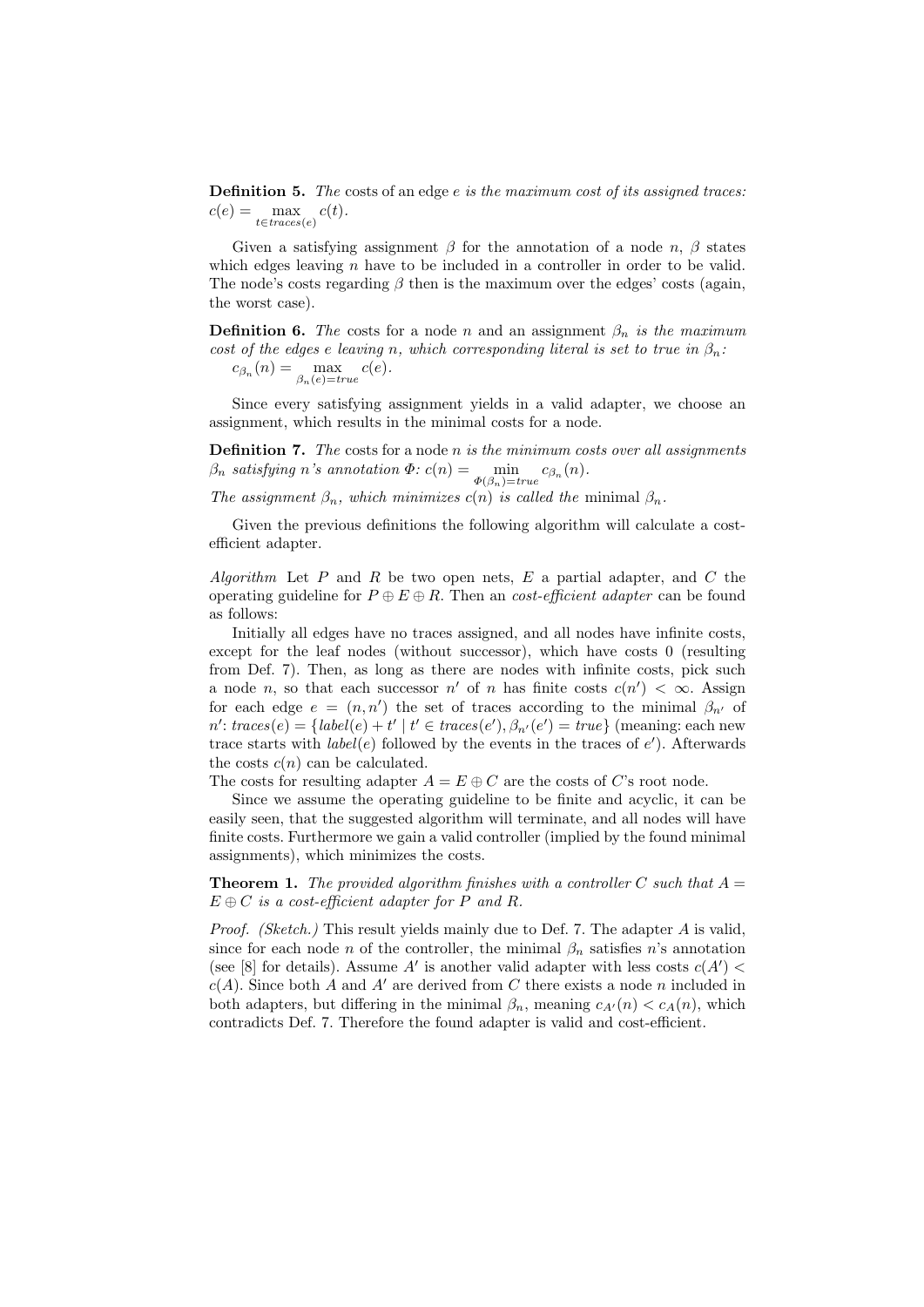**Definition 5.** *The* costs of an edge $e$ *is the maximum cost of its assigned traces:* $c(e) = \max_{t \in traces(e)} c(t)$.

Given a satisfying assignment $\beta$ for the annotation of a node $n$, $\beta$ states which edges leaving $n$ have to be included in a controller in order to be valid. The node's costs regarding $\beta$ then is the maximum over the edges' costs (again, the worst case).

**Definition 6.** *The* costs for a node $n$ and an assignment $\beta_n$ *is the maximum cost of the edges* $e$ *leaving* $n$*, which corresponding literal is set to true in* $\beta_n$*:* $c_{\beta_n}(n) = \max_{\beta_n(e)=true} c(e)$.

Since every satisfying assignment yields in a valid adapter, we choose an assignment, which results in the minimal costs for a node.

**Definition 7.** *The* costs for a node $n$ *is the minimum costs over all assignments* $\beta_n$ *satisfying* $n$*'s annotation* $\Phi$*:* $c(n) = \min_{\Phi(\beta_n)=true} c_{\beta_n}(n)$.
*The assignment* $\beta_n$*, which minimizes* $c(n)$ *is called the* minimal $\beta_n$.

Given the previous definitions the following algorithm will calculate a cost-efficient adapter.

*Algorithm* Let $P$ and $R$ be two open nets, $E$ a partial adapter, and $C$ the operating guideline for $P \oplus E \oplus R$. Then an *cost-efficient adapter* can be found as follows:

Initially all edges have no traces assigned, and all nodes have infinite costs, except for the leaf nodes (without successor), which have costs 0 (resulting from Def. 7). Then, as long as there are nodes with infinite costs, pick such a node $n$, so that each successor $n'$ of $n$ has finite costs $c(n') < \infty$. Assign for each edge $e = (n, n')$ the set of traces according to the minimal $\beta_{n'}$ of $n'$: $traces(e) = \{label(e) + t' \mid t' \in traces(e'), \beta_{n'}(e') = true\}$ (meaning: each new trace starts with $label(e)$ followed by the events in the traces of $e'$). Afterwards the costs $c(n)$ can be calculated.
The costs for resulting adapter $A = E \oplus C$ are the costs of $C$'s root node.

Since we assume the operating guideline to be finite and acyclic, it can be easily seen, that the suggested algorithm will terminate, and all nodes will have finite costs. Furthermore we gain a valid controller (implied by the found minimal assignments), which minimizes the costs.

**Theorem 1.** *The provided algorithm finishes with a controller* $C$ *such that* $A = E \oplus C$ *is a cost-efficient adapter for* $P$ *and* $R$.

*Proof. (Sketch.)* This result yields mainly due to Def. 7. The adapter $A$ is valid, since for each node $n$ of the controller, the minimal $\beta_n$ satisfies $n$'s annotation (see [8] for details). Assume $A'$ is another valid adapter with less costs $c(A') < c(A)$. Since both $A$ and $A'$ are derived from $C$ there exists a node $n$ included in both adapters, but differing in the minimal $\beta_n$, meaning $c_{A'}(n) < c_A(n)$, which contradicts Def. 7. Therefore the found adapter is valid and cost-efficient.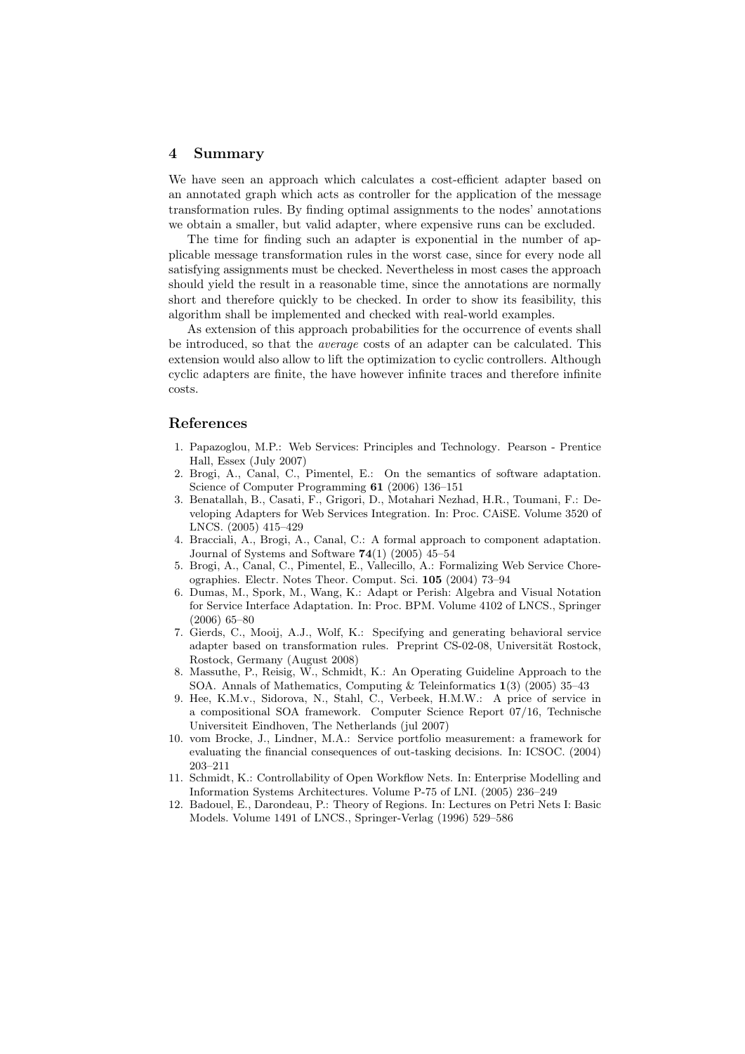## 4 Summary

We have seen an approach which calculates a cost-efficient adapter based on an annotated graph which acts as controller for the application of the message transformation rules. By finding optimal assignments to the nodes' annotations we obtain a smaller, but valid adapter, where expensive runs can be excluded.

The time for finding such an adapter is exponential in the number of applicable message transformation rules in the worst case, since for every node all satisfying assignments must be checked. Nevertheless in most cases the approach should yield the result in a reasonable time, since the annotations are normally short and therefore quickly to be checked. In order to show its feasibility, this algorithm shall be implemented and checked with real-world examples.

As extension of this approach probabilities for the occurrence of events shall be introduced, so that the *average* costs of an adapter can be calculated. This extension would also allow to lift the optimization to cyclic controllers. Although cyclic adapters are finite, the have however infinite traces and therefore infinite costs.

## References

1. Papazoglou, M.P.: Web Services: Principles and Technology. Pearson - Prentice Hall, Essex (July 2007)
2. Brogi, A., Canal, C., Pimentel, E.: On the semantics of software adaptation. Science of Computer Programming **61** (2006) 136–151
3. Benatallah, B., Casati, F., Grigori, D., Motahari Nezhad, H.R., Toumani, F.: Developing Adapters for Web Services Integration. In: Proc. CAiSE. Volume 3520 of LNCS. (2005) 415–429
4. Bracciali, A., Brogi, A., Canal, C.: A formal approach to component adaptation. Journal of Systems and Software **74**(1) (2005) 45–54
5. Brogi, A., Canal, C., Pimentel, E., Vallecillo, A.: Formalizing Web Service Choreographies. Electr. Notes Theor. Comput. Sci. **105** (2004) 73–94
6. Dumas, M., Spork, M., Wang, K.: Adapt or Perish: Algebra and Visual Notation for Service Interface Adaptation. In: Proc. BPM. Volume 4102 of LNCS., Springer (2006) 65–80
7. Gierds, C., Mooij, A.J., Wolf, K.: Specifying and generating behavioral service adapter based on transformation rules. Preprint CS-02-08, Universität Rostock, Rostock, Germany (August 2008)
8. Massuthe, P., Reisig, W., Schmidt, K.: An Operating Guideline Approach to the SOA. Annals of Mathematics, Computing & Teleinformatics **1**(3) (2005) 35–43
9. Hee, K.M.v., Sidorova, N., Stahl, C., Verbeek, H.M.W.: A price of service in a compositional SOA framework. Computer Science Report 07/16, Technische Universiteit Eindhoven, The Netherlands (jul 2007)
10. vom Brocke, J., Lindner, M.A.: Service portfolio measurement: a framework for evaluating the financial consequences of out-tasking decisions. In: ICSOC. (2004) 203–211
11. Schmidt, K.: Controllability of Open Workflow Nets. In: Enterprise Modelling and Information Systems Architectures. Volume P-75 of LNI. (2005) 236–249
12. Badouel, E., Darondeau, P.: Theory of Regions. In: Lectures on Petri Nets I: Basic Models. Volume 1491 of LNCS., Springer-Verlag (1996) 529–586